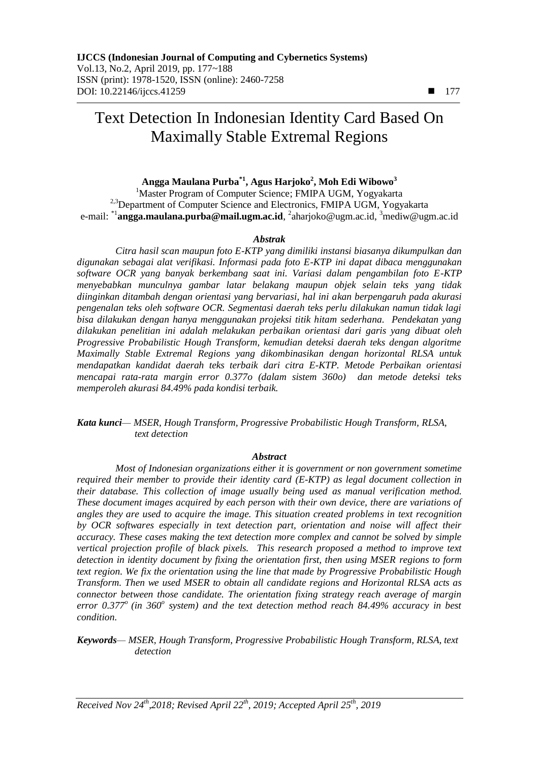# Text Detection In Indonesian Identity Card Based On Maximally Stable Extremal Regions

**Angga Maulana Purba*[1], Agus Harjoko[2], Moh Edi Wibowo[3]**

[1]Master Program of Computer Science; FMIPA UGM, Yogyakarta
[2,3]Department of Computer Science and Electronics, FMIPA UGM, Yogyakarta
e-mail: *[1]**angga.maulana.purba@mail.ugm.ac.id**, [2]aharjoko@ugm.ac.id, [3]mediw@ugm.ac.id

### *Abstrak*

*Citra hasil scan maupun foto E-KTP yang dimiliki instansi biasanya dikumpulkan dan digunakan sebagai alat verifikasi. Informasi pada foto E-KTP ini dapat dibaca menggunakan software OCR yang banyak berkembang saat ini. Variasi dalam pengambilan foto E-KTP menyebabkan munculnya gambar latar belakang maupun objek selain teks yang tidak diinginkan ditambah dengan orientasi yang bervariasi, hal ini akan berpengaruh pada akurasi pengenalan teks oleh software OCR. Segmentasi daerah teks perlu dilakukan namun tidak lagi bisa dilakukan dengan hanya menggunakan projeksi titik hitam sederhana. Pendekatan yang dilakukan penelitian ini adalah melakukan perbaikan orientasi dari garis yang dibuat oleh Progressive Probabilistic Hough Transform, kemudian deteksi daerah teks dengan algoritme Maximally Stable Extremal Regions yang dikombinasikan dengan horizontal RLSA untuk mendapatkan kandidat daerah teks terbaik dari citra E-KTP. Metode Perbaikan orientasi mencapai rata-rata margin error 0.377o (dalam sistem 360o) dan metode deteksi teks memperoleh akurasi 84.49% pada kondisi terbaik.*

***Kata kunci***— *MSER, Hough Transform, Progressive Probabilistic Hough Transform, RLSA, text detection*

### *Abstract*

*Most of Indonesian organizations either it is government or non government sometime required their member to provide their identity card (E-KTP) as legal document collection in their database. This collection of image usually being used as manual verification method. These document images acquired by each person with their own device, there are variations of angles they are used to acquire the image. This situation created problems in text recognition by OCR softwares especially in text detection part, orientation and noise will affect their accuracy. These cases making the text detection more complex and cannot be solved by simple vertical projection profile of black pixels. This research proposed a method to improve text detection in identity document by fixing the orientation first, then using MSER regions to form text region. We fix the orientation using the line that made by Progressive Probabilistic Hough Transform. Then we used MSER to obtain all candidate regions and Horizontal RLSA acts as connector between those candidate. The orientation fixing strategy reach average of margin error $0.377^o$ (in $360^o$ system) and the text detection method reach 84.49% accuracy in best condition.*

***Keywords***— *MSER, Hough Transform, Progressive Probabilistic Hough Transform, RLSA, text detection*

*Received Nov 24th,2018; Revised April 22th, 2019; Accepted April 25th, 2019*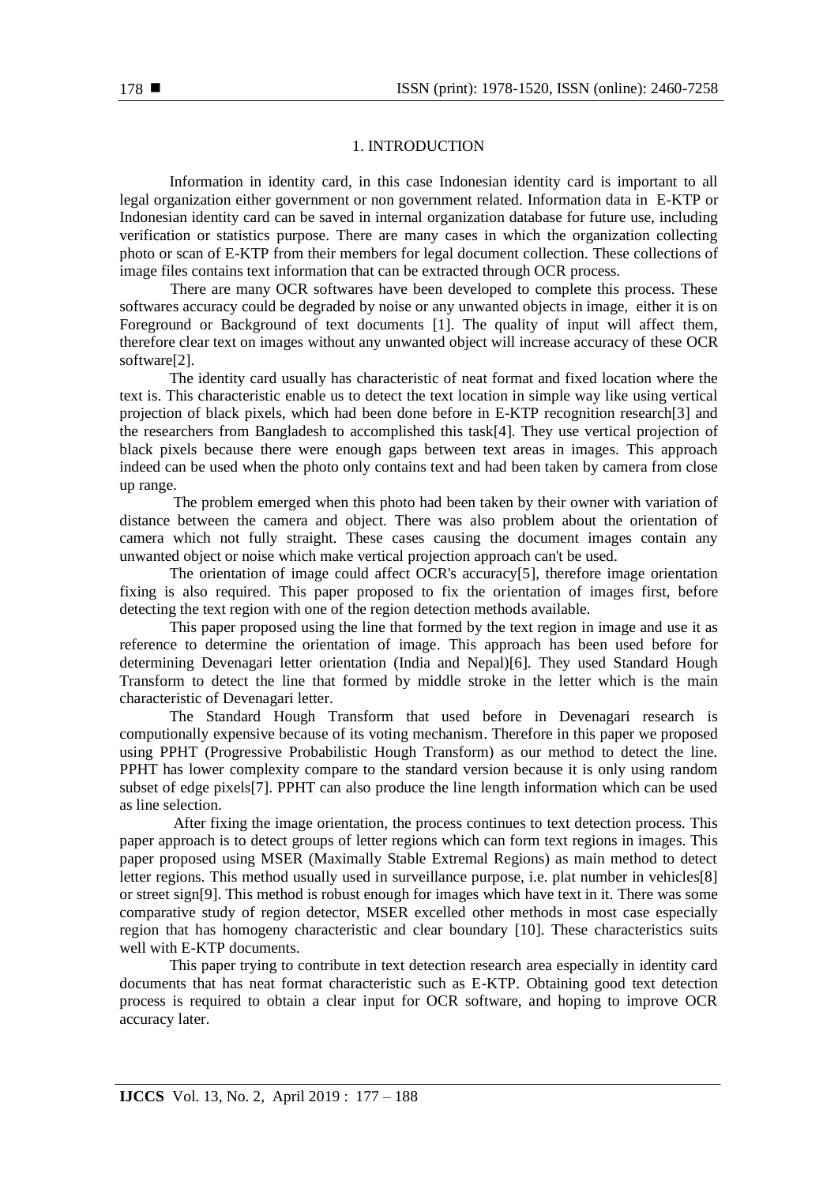# 1. INTRODUCTION

Information in identity card, in this case Indonesian identity card is important to all legal organization either government or non government related. Information data in E-KTP or Indonesian identity card can be saved in internal organization database for future use, including verification or statistics purpose. There are many cases in which the organization collecting photo or scan of E-KTP from their members for legal document collection. These collections of image files contains text information that can be extracted through OCR process.

There are many OCR softwares have been developed to complete this process. These softwares accuracy could be degraded by noise or any unwanted objects in image, either it is on Foreground or Background of text documents [1]. The quality of input will affect them, therefore clear text on images without any unwanted object will increase accuracy of these OCR software[2].

The identity card usually has characteristic of neat format and fixed location where the text is. This characteristic enable us to detect the text location in simple way like using vertical projection of black pixels, which had been done before in E-KTP recognition research[3] and the researchers from Bangladesh to accomplished this task[4]. They use vertical projection of black pixels because there were enough gaps between text areas in images. This approach indeed can be used when the photo only contains text and had been taken by camera from close up range.

The problem emerged when this photo had been taken by their owner with variation of distance between the camera and object. There was also problem about the orientation of camera which not fully straight. These cases causing the document images contain any unwanted object or noise which make vertical projection approach can't be used.

The orientation of image could affect OCR's accuracy[5], therefore image orientation fixing is also required. This paper proposed to fix the orientation of images first, before detecting the text region with one of the region detection methods available.

This paper proposed using the line that formed by the text region in image and use it as reference to determine the orientation of image. This approach has been used before for determining Devenagari letter orientation (India and Nepal)[6]. They used Standard Hough Transform to detect the line that formed by middle stroke in the letter which is the main characteristic of Devenagari letter.

The Standard Hough Transform that used before in Devenagari research is computionally expensive because of its voting mechanism. Therefore in this paper we proposed using PPHT (Progressive Probabilistic Hough Transform) as our method to detect the line. PPHT has lower complexity compare to the standard version because it is only using random subset of edge pixels[7]. PPHT can also produce the line length information which can be used as line selection.

After fixing the image orientation, the process continues to text detection process. This paper approach is to detect groups of letter regions which can form text regions in images. This paper proposed using MSER (Maximally Stable Extremal Regions) as main method to detect letter regions. This method usually used in surveillance purpose, i.e. plat number in vehicles[8] or street sign[9]. This method is robust enough for images which have text in it. There was some comparative study of region detector, MSER excelled other methods in most case especially region that has homogeny characteristic and clear boundary [10]. These characteristics suits well with E-KTP documents.

This paper trying to contribute in text detection research area especially in identity card documents that has neat format characteristic such as E-KTP. Obtaining good text detection process is required to obtain a clear input for OCR software, and hoping to improve OCR accuracy later.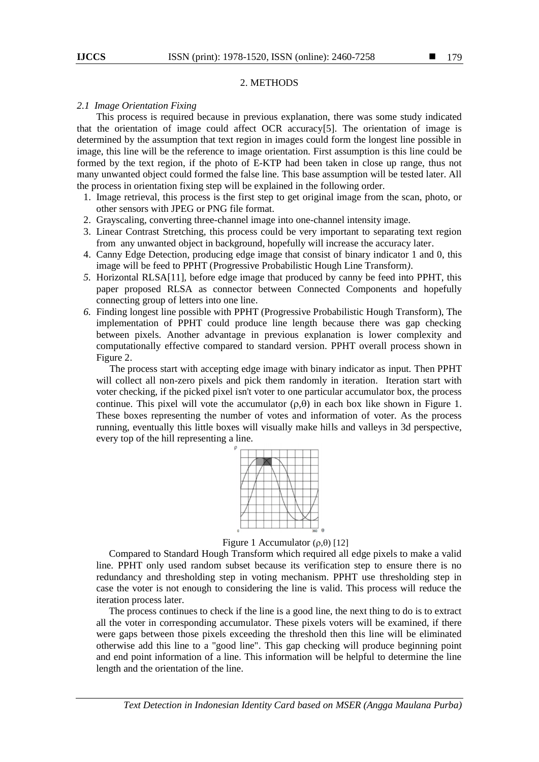## 2. METHODS

### *2.1 Image Orientation Fixing*

This process is required because in previous explanation, there was some study indicated that the orientation of image could affect OCR accuracy[5]. The orientation of image is determined by the assumption that text region in images could form the longest line possible in image, this line will be the reference to image orientation. First assumption is this line could be formed by the text region, if the photo of E-KTP had been taken in close up range, thus not many unwanted object could formed the false line. This base assumption will be tested later. All the process in orientation fixing step will be explained in the following order.

1. Image retrieval, this process is the first step to get original image from the scan, photo, or other sensors with JPEG or PNG file format.
2. Grayscaling, converting three-channel image into one-channel intensity image.
3. Linear Contrast Stretching, this process could be very important to separating text region from any unwanted object in background, hopefully will increase the accuracy later.
4. Canny Edge Detection, producing edge image that consist of binary indicator 1 and 0, this image will be feed to PPHT (Progressive Probabilistic Hough Line Transform*)*.
5. Horizontal RLSA[11], before edge image that produced by canny be feed into PPHT, this paper proposed RLSA as connector between Connected Components and hopefully connecting group of letters into one line.
6. Finding longest line possible with PPHT (Progressive Probabilistic Hough Transform), The implementation of PPHT could produce line length because there was gap checking between pixels. Another advantage in previous explanation is lower complexity and computationally effective compared to standard version. PPHT overall process shown in Figure 2.

   The process start with accepting edge image with binary indicator as input. Then PPHT will collect all non-zero pixels and pick them randomly in iteration. Iteration start with voter checking, if the picked pixel isn't voter to one particular accumulator box, the process continue. This pixel will vote the accumulator ($\rho$,$\theta$) in each box like shown in Figure 1. These boxes representing the number of votes and information of voter. As the process running, eventually this little boxes will visually make hills and valleys in 3d perspective, every top of the hill representing a line.

   Figure 1 Accumulator ($\rho$,$\theta$) [12]

   Compared to Standard Hough Transform which required all edge pixels to make a valid line. PPHT only used random subset because its verification step to ensure there is no redundancy and thresholding step in voting mechanism. PPHT use thresholding step in case the voter is not enough to considering the line is valid. This process will reduce the iteration process later.

   The process continues to check if the line is a good line, the next thing to do is to extract all the voter in corresponding accumulator. These pixels voters will be examined, if there were gaps between those pixels exceeding the threshold then this line will be eliminated otherwise add this line to a "good line". This gap checking will produce beginning point and end point information of a line. This information will be helpful to determine the line length and the orientation of the line.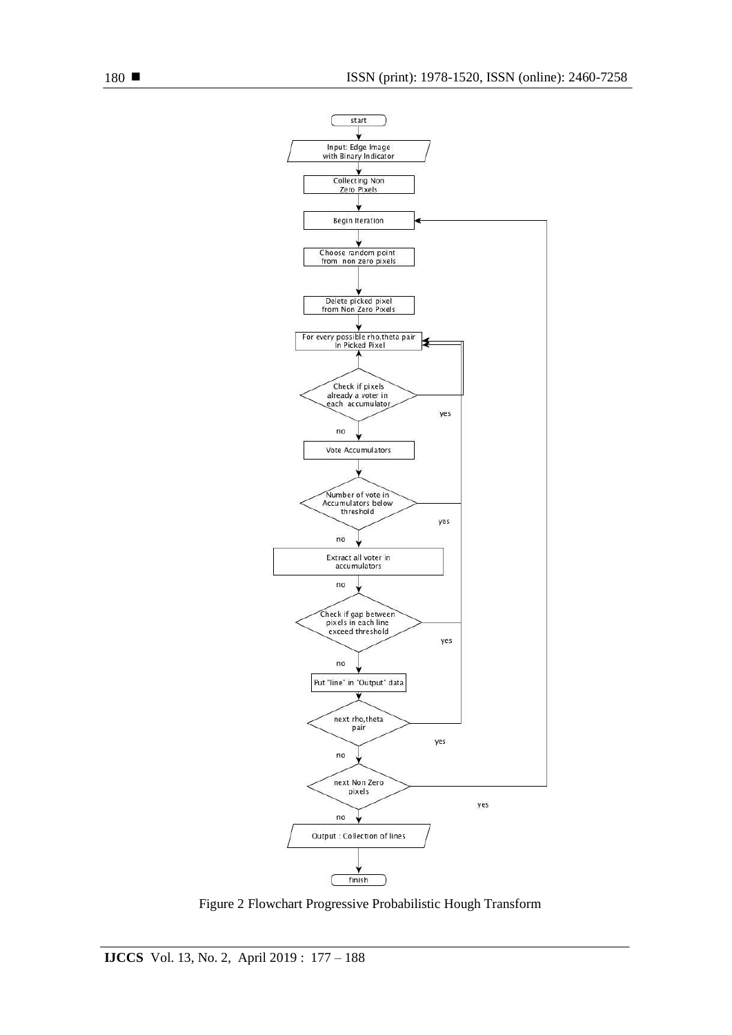Figure 2 Flowchart Progressive Probabilistic Hough Transform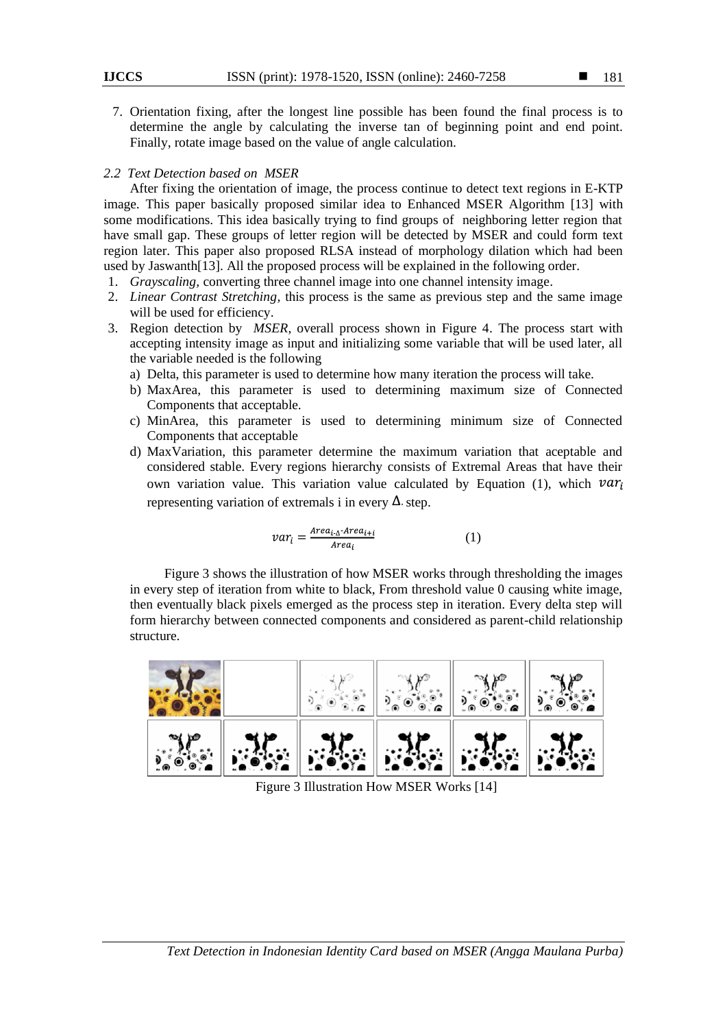7. Orientation fixing, after the longest line possible has been found the final process is to determine the angle by calculating the inverse tan of beginning point and end point. Finally, rotate image based on the value of angle calculation.

### *2.2 Text Detection based on MSER*

After fixing the orientation of image, the process continue to detect text regions in E-KTP image. This paper basically proposed similar idea to Enhanced MSER Algorithm [13] with some modifications. This idea basically trying to find groups of neighboring letter region that have small gap. These groups of letter region will be detected by MSER and could form text region later. This paper also proposed RLSA instead of morphology dilation which had been used by Jaswanth[13]. All the proposed process will be explained in the following order.

1. *Grayscaling*, converting three channel image into one channel intensity image.
2. *Linear Contrast Stretching*, this process is the same as previous step and the same image will be used for efficiency.
3. Region detection by *MSER*, overall process shown in Figure 4. The process start with accepting intensity image as input and initializing some variable that will be used later, all the variable needed is the following
   a) Delta, this parameter is used to determine how many iteration the process will take.
   b) MaxArea, this parameter is used to determining maximum size of Connected Components that acceptable.
   c) MinArea, this parameter is used to determining minimum size of Connected Components that acceptable
   d) MaxVariation, this parameter determine the maximum variation that aceptable and considered stable. Every regions hierarchy consists of Extremal Areas that have their own variation value. This variation value calculated by Equation (1), which $var_i$ representing variation of extremals i in every $\Delta$ step.

$$var_i = \frac{Area_{i-\Delta} - Area_{i+i}}{Area_i} \tag{1}$$

Figure 3 shows the illustration of how MSER works through thresholding the images in every step of iteration from white to black, From threshold value 0 causing white image, then eventually black pixels emerged as the process step in iteration. Every delta step will form hierarchy between connected components and considered as parent-child relationship structure.

Figure 3 Illustration How MSER Works [14]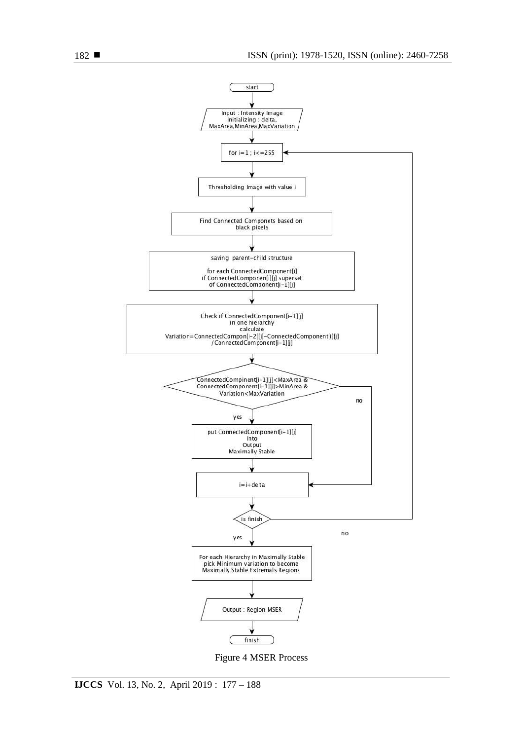start

Input : Intensity Image
initializing : delta, MaxArea, MinArea, MaxVariation

for i=1 ; i<=255

Thresholding Image with value i

Find Connected Componets based on black pixels

saving parent-child structure

for each ConnectedComponent[i]
if ConnectedComponen[i][j] superset of ConnectedComponent[i-1][j]

Check if ConnectedComponent[i-1][j] in one hierarchy
calculate
Variation=ConnectedCompon[i-2][j]-ConnectedComponent[i][j] /ConnectedComponent[i-1][j]

ConnectedCompinent[i-1][j]<MaxArea &
ConnectedComponent[i-1][j]>MinArea &
Variation<MaxVariation

yes → put ConnectedComponent[i-1][j] into Output Maximally Stable

no → i=i+delta

i=i+delta

is finish — no → for i=1 ; i<=255 — yes ↓

For each Hierarchy in Maximally Stable pick Minimum variation to become Maximally Stable Extremals Regions

Output : Region MSER

finish

Figure 4 MSER Process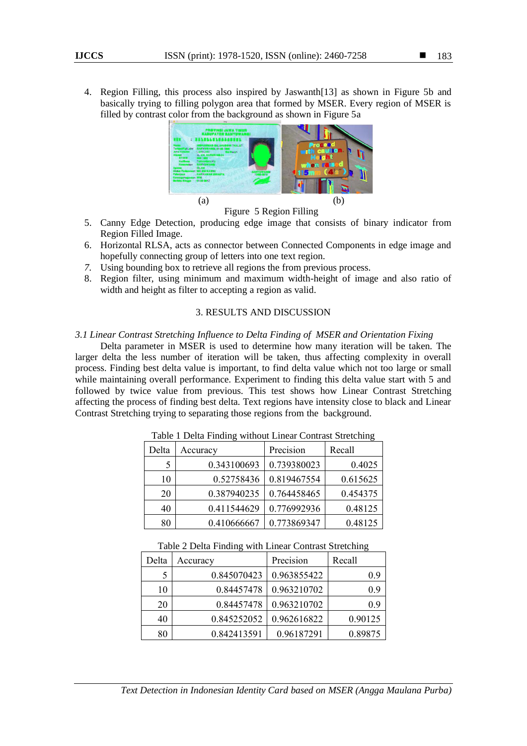4. Region Filling, this process also inspired by Jaswanth[13] as shown in Figure 5b and basically trying to filling polygon area that formed by MSER. Every region of MSER is filled by contrast color from the background as shown in Figure 5a

(a) (b)

Figure 5 Region Filling

5. Canny Edge Detection, producing edge image that consists of binary indicator from Region Filled Image.
6. Horizontal RLSA, acts as connector between Connected Components in edge image and hopefully connecting group of letters into one text region.
7. Using bounding box to retrieve all regions the from previous process.
8. Region filter, using minimum and maximum width-height of image and also ratio of width and height as filter to accepting a region as valid.

## 3. RESULTS AND DISCUSSION

### *3.1 Linear Contrast Stretching Influence to Delta Finding of MSER and Orientation Fixing*

Delta parameter in MSER is used to determine how many iteration will be taken. The larger delta the less number of iteration will be taken, thus affecting complexity in overall process. Finding best delta value is important, to find delta value which not too large or small while maintaining overall performance. Experiment to finding this delta value start with 5 and followed by twice value from previous. This test shows how Linear Contrast Stretching affecting the process of finding best delta. Text regions have intensity close to black and Linear Contrast Stretching trying to separating those regions from the background.

Table 1 Delta Finding without Linear Contrast Stretching

| Delta | Accuracy | Precision | Recall |
|---|---|---|---|
| 5 | 0.343100693 | 0.739380023 | 0.4025 |
| 10 | 0.52758436 | 0.819467554 | 0.615625 |
| 20 | 0.387940235 | 0.764458465 | 0.454375 |
| 40 | 0.411544629 | 0.776992936 | 0.48125 |
| 80 | 0.410666667 | 0.773869347 | 0.48125 |

Table 2 Delta Finding with Linear Contrast Stretching

| Delta | Accuracy | Precision | Recall |
|---|---|---|---|
| 5 | 0.845070423 | 0.963855422 | 0.9 |
| 10 | 0.84457478 | 0.963210702 | 0.9 |
| 20 | 0.84457478 | 0.963210702 | 0.9 |
| 40 | 0.845252052 | 0.962616822 | 0.90125 |
| 80 | 0.842413591 | 0.96187291 | 0.89875 |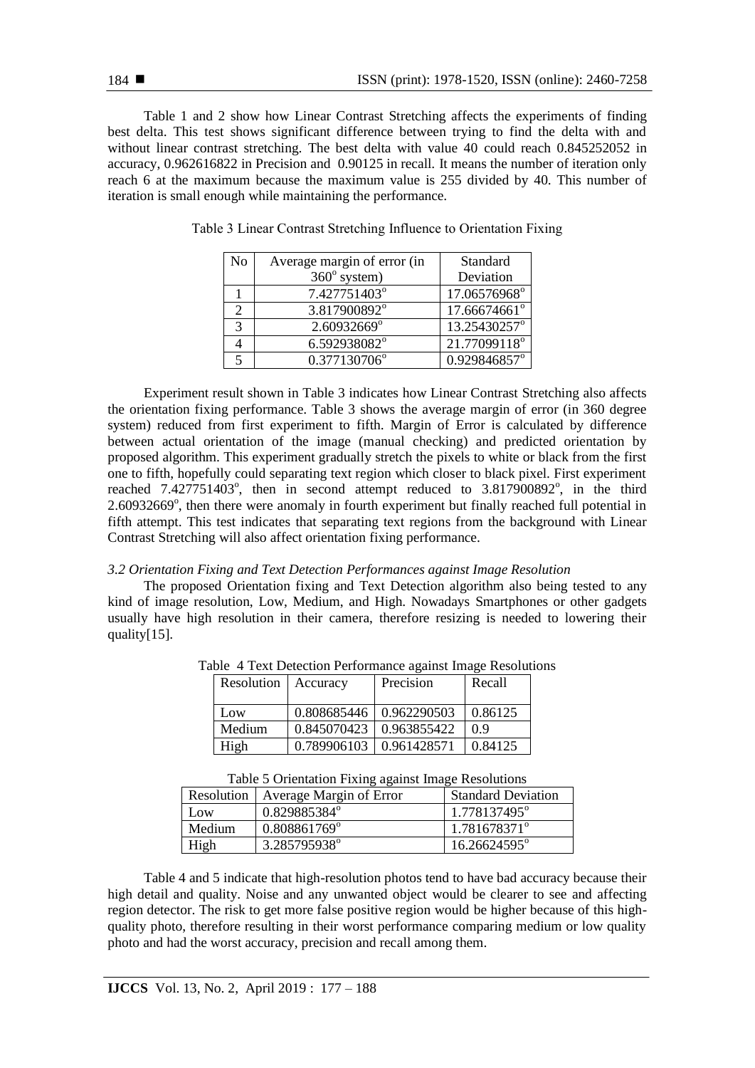Table 1 and 2 show how Linear Contrast Stretching affects the experiments of finding best delta. This test shows significant difference between trying to find the delta with and without linear contrast stretching. The best delta with value 40 could reach 0.845252052 in accuracy, 0.962616822 in Precision and 0.90125 in recall. It means the number of iteration only reach 6 at the maximum because the maximum value is 255 divided by 40. This number of iteration is small enough while maintaining the performance.

Table 3 Linear Contrast Stretching Influence to Orientation Fixing

| No | Average margin of error (in $360^o$ system) | Standard Deviation |
|---|---|---|
| 1 | $7.427751403^o$ | $17.06576968^o$ |
| 2 | $3.817900892^o$ | $17.66674661^o$ |
| 3 | $2.60932669^o$ | $13.25430257^o$ |
| 4 | $6.592938082^o$ | $21.77099118^o$ |
| 5 | $0.377130706^o$ | $0.929846857^o$ |

Experiment result shown in Table 3 indicates how Linear Contrast Stretching also affects the orientation fixing performance. Table 3 shows the average margin of error (in 360 degree system) reduced from first experiment to fifth. Margin of Error is calculated by difference between actual orientation of the image (manual checking) and predicted orientation by proposed algorithm. This experiment gradually stretch the pixels to white or black from the first one to fifth, hopefully could separating text region which closer to black pixel. First experiment reached $7.427751403^o$, then in second attempt reduced to $3.817900892^o$, in the third $2.60932669^o$, then there were anomaly in fourth experiment but finally reached full potential in fifth attempt. This test indicates that separating text regions from the background with Linear Contrast Stretching will also affect orientation fixing performance.

### *3.2 Orientation Fixing and Text Detection Performances against Image Resolution*

The proposed Orientation fixing and Text Detection algorithm also being tested to any kind of image resolution, Low, Medium, and High. Nowadays Smartphones or other gadgets usually have high resolution in their camera, therefore resizing is needed to lowering their quality[15].

Table 4 Text Detection Performance against Image Resolutions

| Resolution | Accuracy | Precision | Recall |
|---|---|---|---|
| Low | 0.808685446 | 0.962290503 | 0.86125 |
| Medium | 0.845070423 | 0.963855422 | 0.9 |
| High | 0.789906103 | 0.961428571 | 0.84125 |

Table 5 Orientation Fixing against Image Resolutions

| Resolution | Average Margin of Error | Standard Deviation |
|---|---|---|
| Low | $0.829885384^o$ | $1.778137495^o$ |
| Medium | $0.808861769^o$ | $1.781678371^o$ |
| High | $3.285795938^o$ | $16.26624595^o$ |

Table 4 and 5 indicate that high-resolution photos tend to have bad accuracy because their high detail and quality. Noise and any unwanted object would be clearer to see and affecting region detector. The risk to get more false positive region would be higher because of this high-quality photo, therefore resulting in their worst performance comparing medium or low quality photo and had the worst accuracy, precision and recall among them.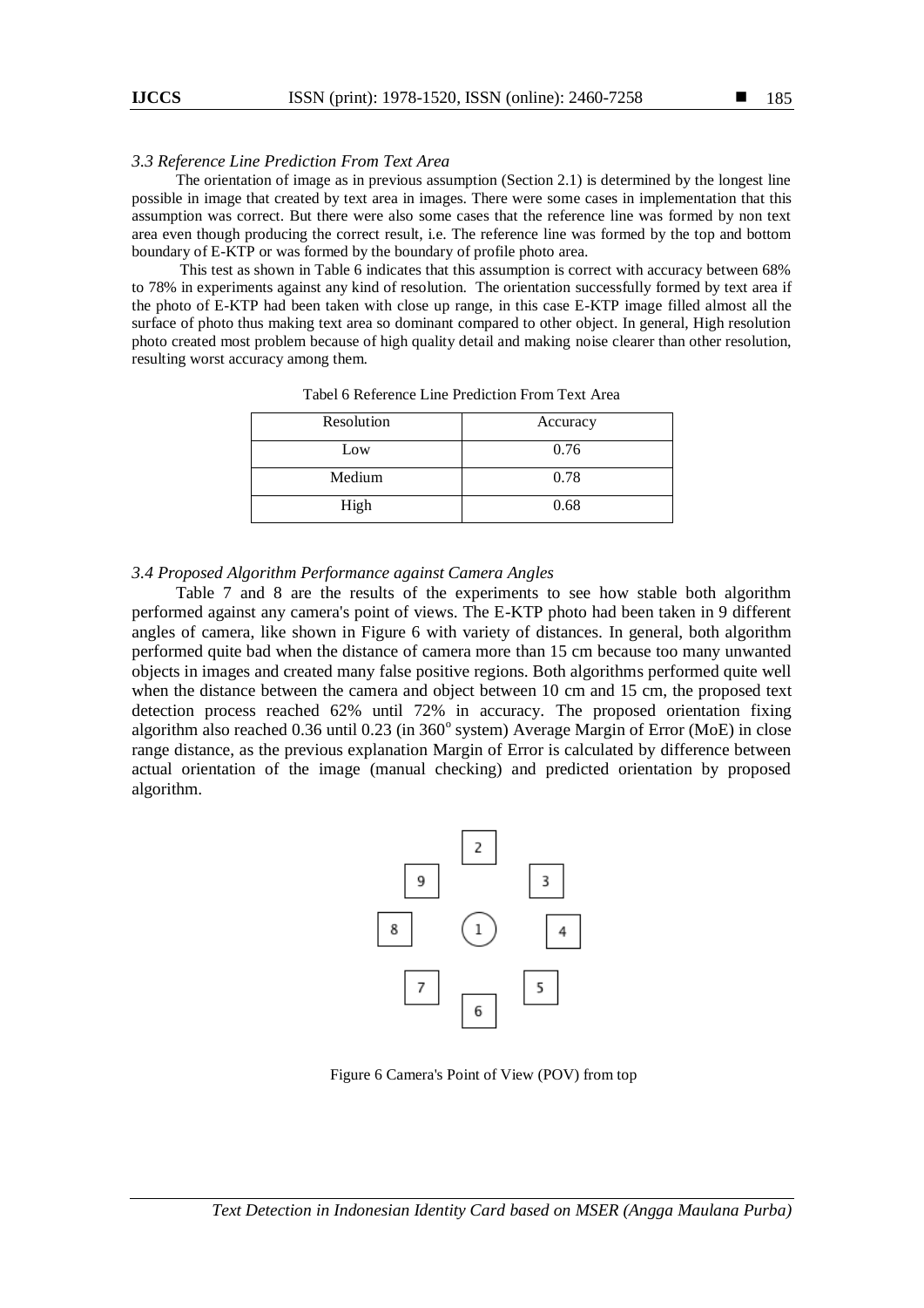*3.3 Reference Line Prediction From Text Area*

The orientation of image as in previous assumption (Section 2.1) is determined by the longest line possible in image that created by text area in images. There were some cases in implementation that this assumption was correct. But there were also some cases that the reference line was formed by non text area even though producing the correct result, i.e. The reference line was formed by the top and bottom boundary of E-KTP or was formed by the boundary of profile photo area.

This test as shown in Table 6 indicates that this assumption is correct with accuracy between 68% to 78% in experiments against any kind of resolution. The orientation successfully formed by text area if the photo of E-KTP had been taken with close up range, in this case E-KTP image filled almost all the surface of photo thus making text area so dominant compared to other object. In general, High resolution photo created most problem because of high quality detail and making noise clearer than other resolution, resulting worst accuracy among them.

Tabel 6 Reference Line Prediction From Text Area

| Resolution | Accuracy |
|---|---|
| Low | 0.76 |
| Medium | 0.78 |
| High | 0.68 |

*3.4 Proposed Algorithm Performance against Camera Angles*

Table 7 and 8 are the results of the experiments to see how stable both algorithm performed against any camera's point of views. The E-KTP photo had been taken in 9 different angles of camera, like shown in Figure 6 with variety of distances. In general, both algorithm performed quite bad when the distance of camera more than 15 cm because too many unwanted objects in images and created many false positive regions. Both algorithms performed quite well when the distance between the camera and object between 10 cm and 15 cm, the proposed text detection process reached 62% until 72% in accuracy. The proposed orientation fixing algorithm also reached 0.36 until 0.23 (in $360^{o}$ system) Average Margin of Error (MoE) in close range distance, as the previous explanation Margin of Error is calculated by difference between actual orientation of the image (manual checking) and predicted orientation by proposed algorithm.

Figure 6 Camera's Point of View (POV) from top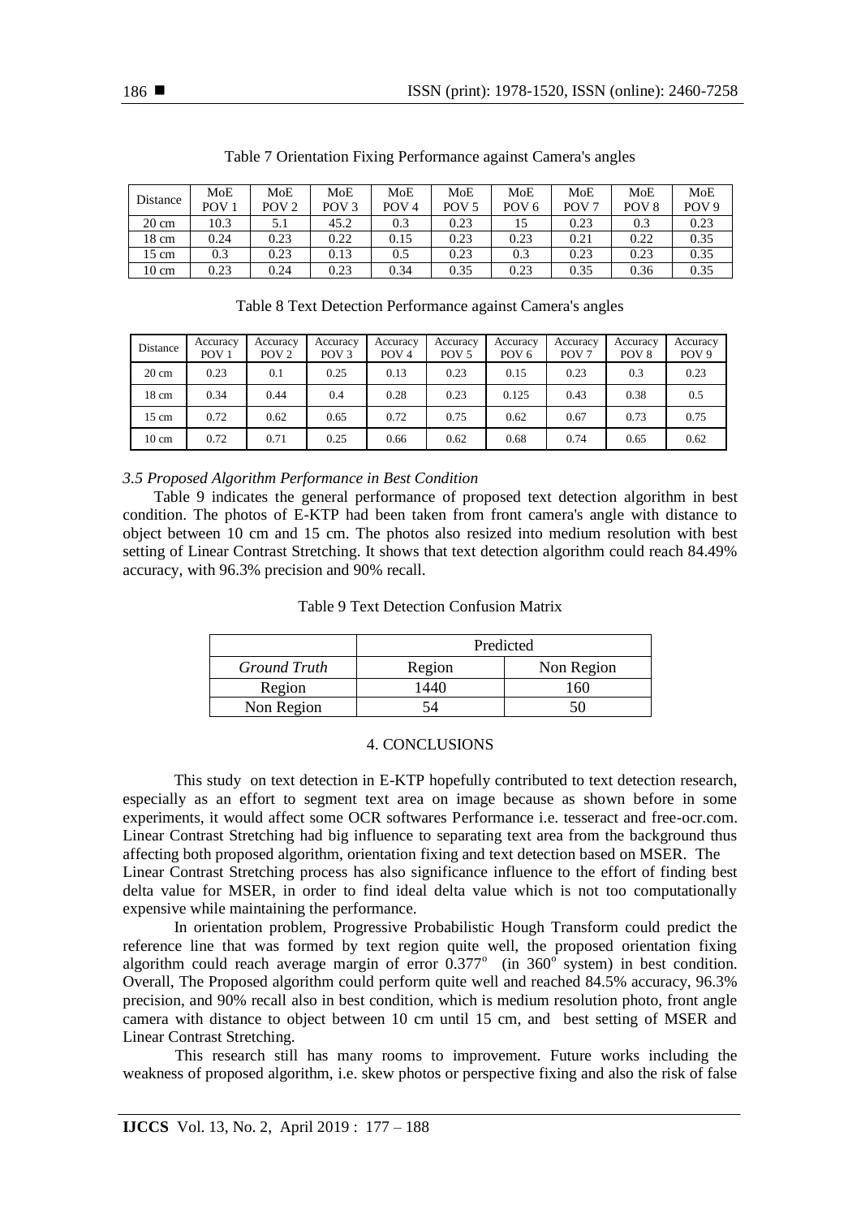Table 7 Orientation Fixing Performance against Camera's angles

| Distance | MoE POV 1 | MoE POV 2 | MoE POV 3 | MoE POV 4 | MoE POV 5 | MoE POV 6 | MoE POV 7 | MoE POV 8 | MoE POV 9 |
|---|---|---|---|---|---|---|---|---|---|
| 20 cm | 10.3 | 5.1 | 45.2 | 0.3 | 0.23 | 15 | 0.23 | 0.3 | 0.23 |
| 18 cm | 0.24 | 0.23 | 0.22 | 0.15 | 0.23 | 0.23 | 0.21 | 0.22 | 0.35 |
| 15 cm | 0.3 | 0.23 | 0.13 | 0.5 | 0.23 | 0.3 | 0.23 | 0.23 | 0.35 |
| 10 cm | 0.23 | 0.24 | 0.23 | 0.34 | 0.35 | 0.23 | 0.35 | 0.36 | 0.35 |

Table 8 Text Detection Performance against Camera's angles

| Distance | Accuracy POV 1 | Accuracy POV 2 | Accuracy POV 3 | Accuracy POV 4 | Accuracy POV 5 | Accuracy POV 6 | Accuracy POV 7 | Accuracy POV 8 | Accuracy POV 9 |
|---|---|---|---|---|---|---|---|---|---|
| 20 cm | 0.23 | 0.1 | 0.25 | 0.13 | 0.23 | 0.15 | 0.23 | 0.3 | 0.23 |
| 18 cm | 0.34 | 0.44 | 0.4 | 0.28 | 0.23 | 0.125 | 0.43 | 0.38 | 0.5 |
| 15 cm | 0.72 | 0.62 | 0.65 | 0.72 | 0.75 | 0.62 | 0.67 | 0.73 | 0.75 |
| 10 cm | 0.72 | 0.71 | 0.25 | 0.66 | 0.62 | 0.68 | 0.74 | 0.65 | 0.62 |

### *3.5 Proposed Algorithm Performance in Best Condition*

Table 9 indicates the general performance of proposed text detection algorithm in best condition. The photos of E-KTP had been taken from front camera's angle with distance to object between 10 cm and 15 cm. The photos also resized into medium resolution with best setting of Linear Contrast Stretching. It shows that text detection algorithm could reach 84.49% accuracy, with 96.3% precision and 90% recall.

Table 9 Text Detection Confusion Matrix

| | Predicted | |
|---|---|---|
| *Ground Truth* | Region | Non Region |
| Region | 1440 | 160 |
| Non Region | 54 | 50 |

## 4. CONCLUSIONS

This study on text detection in E-KTP hopefully contributed to text detection research, especially as an effort to segment text area on image because as shown before in some experiments, it would affect some OCR softwares Performance i.e. tesseract and free-ocr.com. Linear Contrast Stretching had big influence to separating text area from the background thus affecting both proposed algorithm, orientation fixing and text detection based on MSER. The Linear Contrast Stretching process has also significance influence to the effort of finding best delta value for MSER, in order to find ideal delta value which is not too computationally expensive while maintaining the performance.

In orientation problem, Progressive Probabilistic Hough Transform could predict the reference line that was formed by text region quite well, the proposed orientation fixing algorithm could reach average margin of error $0.377^{o}$ (in $360^{o}$ system) in best condition. Overall, The Proposed algorithm could perform quite well and reached 84.5% accuracy, 96.3% precision, and 90% recall also in best condition, which is medium resolution photo, front angle camera with distance to object between 10 cm until 15 cm, and best setting of MSER and Linear Contrast Stretching.

This research still has many rooms to improvement. Future works including the weakness of proposed algorithm, i.e. skew photos or perspective fixing and also the risk of false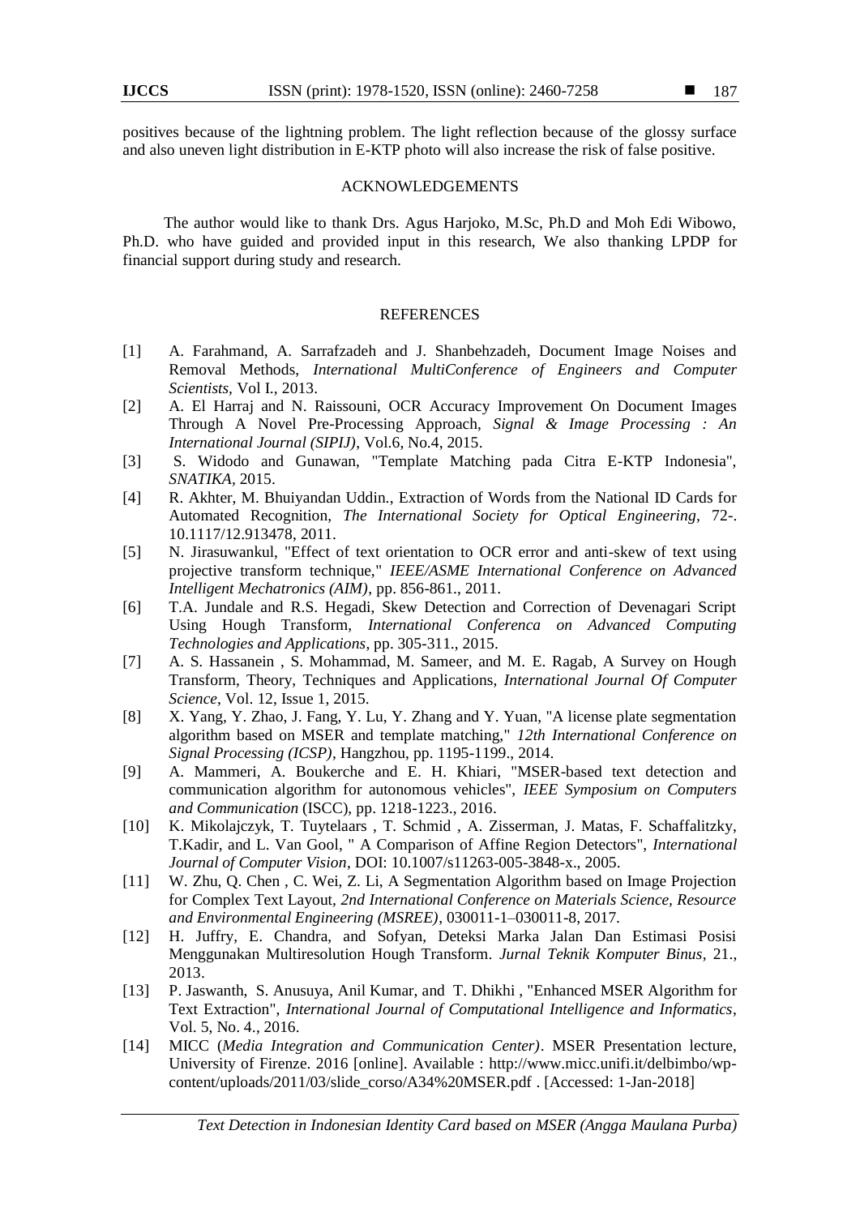positives because of the lightning problem. The light reflection because of the glossy surface and also uneven light distribution in E-KTP photo will also increase the risk of false positive.

## ACKNOWLEDGEMENTS

The author would like to thank Drs. Agus Harjoko, M.Sc, Ph.D and Moh Edi Wibowo, Ph.D. who have guided and provided input in this research, We also thanking LPDP for financial support during study and research.

## REFERENCES

[1] A. Farahmand, A. Sarrafzadeh and J. Shanbehzadeh, Document Image Noises and Removal Methods, *International MultiConference of Engineers and Computer Scientists,* Vol I., 2013.

[2] A. El Harraj and N. Raissouni, OCR Accuracy Improvement On Document Images Through A Novel Pre-Processing Approach, *Signal & Image Processing : An International Journal (SIPIJ)*, Vol.6, No.4, 2015.

[3] S. Widodo and Gunawan, "Template Matching pada Citra E-KTP Indonesia", *SNATIKA*, 2015.

[4] R. Akhter, M. Bhuiyandan Uddin., Extraction of Words from the National ID Cards for Automated Recognition, *The International Society for Optical Engineering*, 72-. 10.1117/12.913478, 2011.

[5] N. Jirasuwankul, "Effect of text orientation to OCR error and anti-skew of text using projective transform technique," *IEEE/ASME International Conference on Advanced Intelligent Mechatronics (AIM)*, pp. 856-861., 2011.

[6] T.A. Jundale and R.S. Hegadi, Skew Detection and Correction of Devenagari Script Using Hough Transform, *International Conferenca on Advanced Computing Technologies and Applications*, pp. 305-311., 2015.

[7] A. S. Hassanein , S. Mohammad, M. Sameer, and M. E. Ragab, A Survey on Hough Transform, Theory, Techniques and Applications, *International Journal Of Computer Science*, Vol. 12, Issue 1, 2015.

[8] X. Yang, Y. Zhao, J. Fang, Y. Lu, Y. Zhang and Y. Yuan, "A license plate segmentation algorithm based on MSER and template matching," *12th International Conference on Signal Processing (ICSP)*, Hangzhou, pp. 1195-1199., 2014.

[9] A. Mammeri, A. Boukerche and E. H. Khiari, "MSER-based text detection and communication algorithm for autonomous vehicles", *IEEE Symposium on Computers and Communication* (ISCC), pp. 1218-1223., 2016.

[10] K. Mikolajczyk, T. Tuytelaars , T. Schmid , A. Zisserman, J. Matas, F. Schaffalitzky, T.Kadir, and L. Van Gool, " A Comparison of Affine Region Detectors", *International Journal of Computer Vision*, DOI: 10.1007/s11263-005-3848-x., 2005.

[11] W. Zhu, Q. Chen , C. Wei, Z. Li, A Segmentation Algorithm based on Image Projection for Complex Text Layout*, 2nd International Conference on Materials Science, Resource and Environmental Engineering (MSREE)*, 030011-1–030011-8, 2017.

[12] H. Juffry, E. Chandra, and Sofyan, Deteksi Marka Jalan Dan Estimasi Posisi Menggunakan Multiresolution Hough Transform. *Jurnal Teknik Komputer Binus*, 21., 2013.

[13] P. Jaswanth, S. Anusuya, Anil Kumar, and T. Dhikhi , "Enhanced MSER Algorithm for Text Extraction", *International Journal of Computational Intelligence and Informatics*, Vol. 5, No. 4., 2016.

[14] MICC (*Media Integration and Communication Center)*. MSER Presentation lecture, University of Firenze. 2016 [online]. Available : http://www.micc.unifi.it/delbimbo/wp-content/uploads/2011/03/slide_corso/A34%20MSER.pdf . [Accessed: 1-Jan-2018]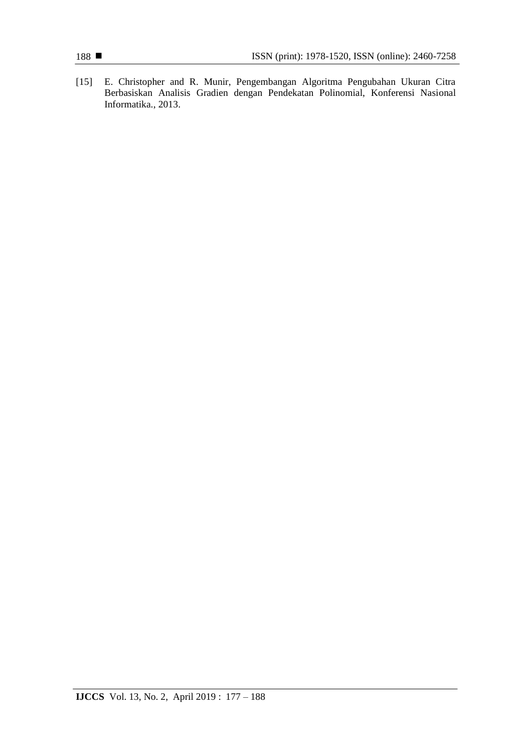[15] E. Christopher and R. Munir, Pengembangan Algoritma Pengubahan Ukuran Citra Berbasiskan Analisis Gradien dengan Pendekatan Polinomial, Konferensi Nasional Informatika., 2013.